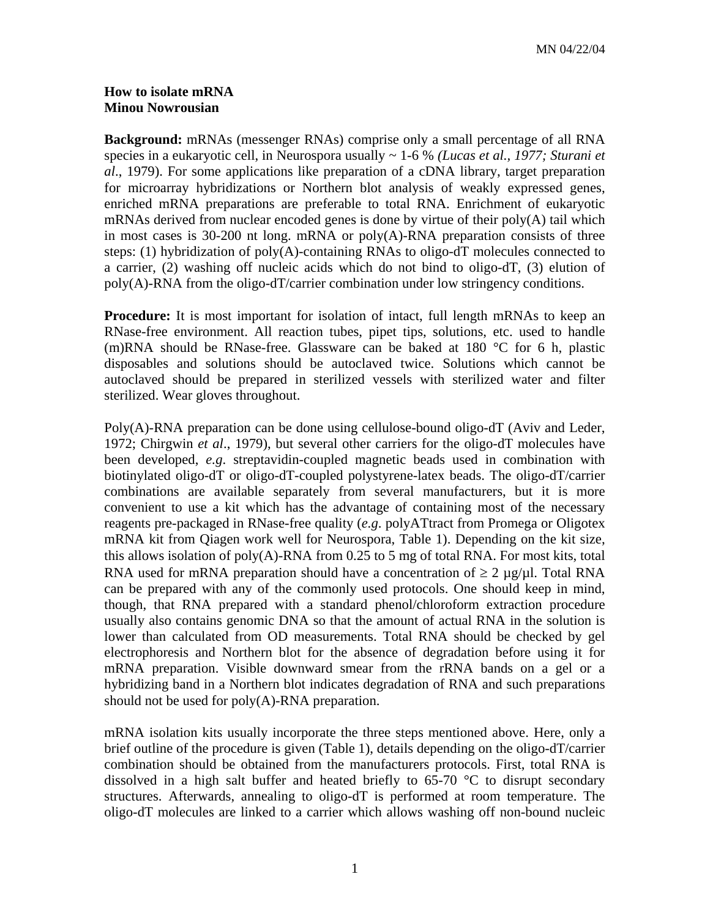**How to isolate mRNA**
**Minou Nowrousian**

**Background:** mRNAs (messenger RNAs) comprise only a small percentage of all RNA species in a eukaryotic cell, in Neurospora usually ~ 1-6 % *(Lucas et al., 1977; Sturani et al*., 1979). For some applications like preparation of a cDNA library, target preparation for microarray hybridizations or Northern blot analysis of weakly expressed genes, enriched mRNA preparations are preferable to total RNA. Enrichment of eukaryotic mRNAs derived from nuclear encoded genes is done by virtue of their poly(A) tail which in most cases is 30-200 nt long. mRNA or poly(A)-RNA preparation consists of three steps: (1) hybridization of poly(A)-containing RNAs to oligo-dT molecules connected to a carrier, (2) washing off nucleic acids which do not bind to oligo-dT, (3) elution of poly(A)-RNA from the oligo-dT/carrier combination under low stringency conditions.

**Procedure:** It is most important for isolation of intact, full length mRNAs to keep an RNase-free environment. All reaction tubes, pipet tips, solutions, etc. used to handle (m)RNA should be RNase-free. Glassware can be baked at 180 °C for 6 h, plastic disposables and solutions should be autoclaved twice. Solutions which cannot be autoclaved should be prepared in sterilized vessels with sterilized water and filter sterilized. Wear gloves throughout.

Poly(A)-RNA preparation can be done using cellulose-bound oligo-dT (Aviv and Leder, 1972; Chirgwin *et al*., 1979), but several other carriers for the oligo-dT molecules have been developed, *e.g*. streptavidin-coupled magnetic beads used in combination with biotinylated oligo-dT or oligo-dT-coupled polystyrene-latex beads. The oligo-dT/carrier combinations are available separately from several manufacturers, but it is more convenient to use a kit which has the advantage of containing most of the necessary reagents pre-packaged in RNase-free quality (*e.g*. polyATtract from Promega or Oligotex mRNA kit from Qiagen work well for Neurospora, Table 1). Depending on the kit size, this allows isolation of poly(A)-RNA from 0.25 to 5 mg of total RNA. For most kits, total RNA used for mRNA preparation should have a concentration of ≥ 2 µg/µl. Total RNA can be prepared with any of the commonly used protocols. One should keep in mind, though, that RNA prepared with a standard phenol/chloroform extraction procedure usually also contains genomic DNA so that the amount of actual RNA in the solution is lower than calculated from OD measurements. Total RNA should be checked by gel electrophoresis and Northern blot for the absence of degradation before using it for mRNA preparation. Visible downward smear from the rRNA bands on a gel or a hybridizing band in a Northern blot indicates degradation of RNA and such preparations should not be used for poly(A)-RNA preparation.

mRNA isolation kits usually incorporate the three steps mentioned above. Here, only a brief outline of the procedure is given (Table 1), details depending on the oligo-dT/carrier combination should be obtained from the manufacturers protocols. First, total RNA is dissolved in a high salt buffer and heated briefly to 65-70 °C to disrupt secondary structures. Afterwards, annealing to oligo-dT is performed at room temperature. The oligo-dT molecules are linked to a carrier which allows washing off non-bound nucleic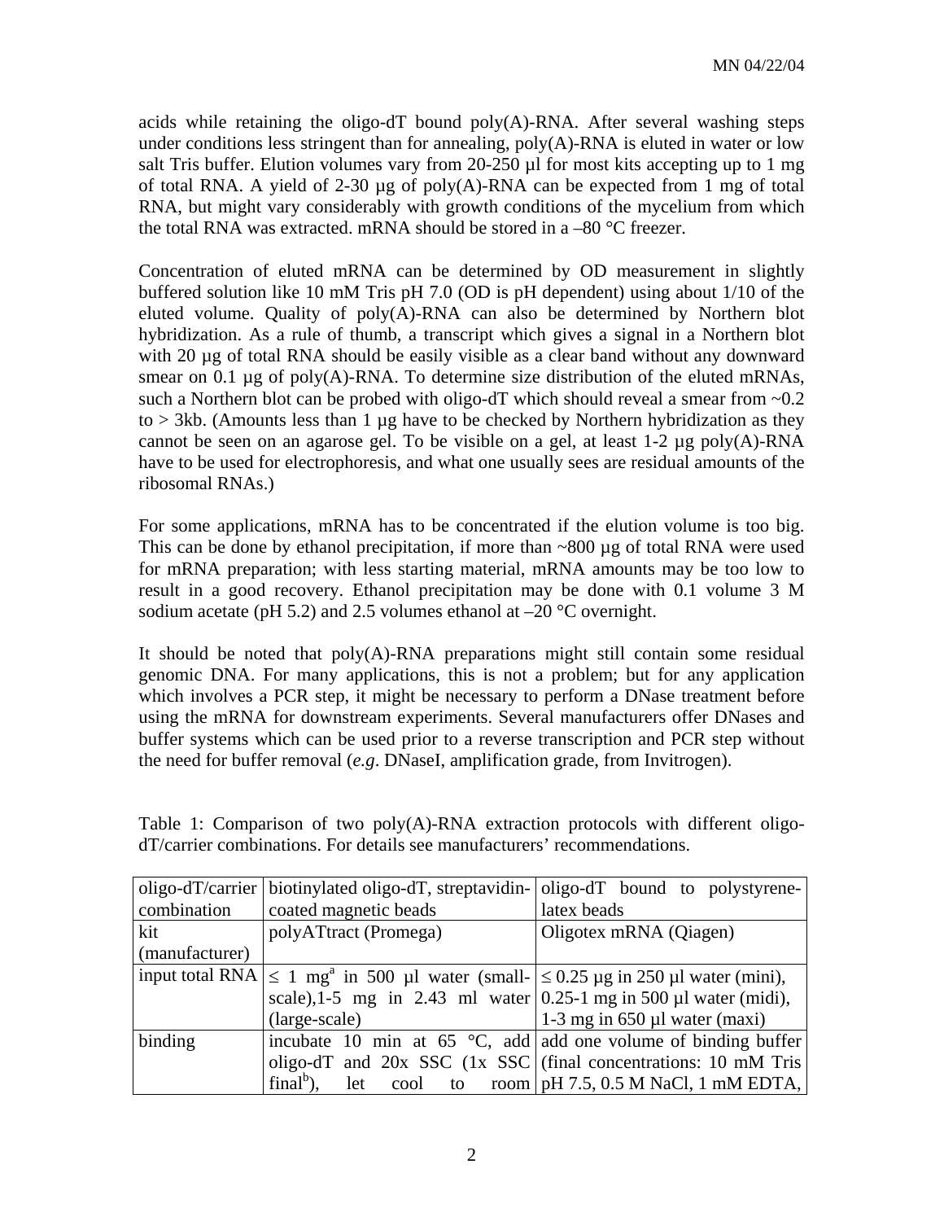acids while retaining the oligo-dT bound poly(A)-RNA. After several washing steps under conditions less stringent than for annealing, poly(A)-RNA is eluted in water or low salt Tris buffer. Elution volumes vary from 20-250 µl for most kits accepting up to 1 mg of total RNA. A yield of 2-30 µg of poly(A)-RNA can be expected from 1 mg of total RNA, but might vary considerably with growth conditions of the mycelium from which the total RNA was extracted. mRNA should be stored in a –80 °C freezer.

Concentration of eluted mRNA can be determined by OD measurement in slightly buffered solution like 10 mM Tris pH 7.0 (OD is pH dependent) using about 1/10 of the eluted volume. Quality of poly(A)-RNA can also be determined by Northern blot hybridization. As a rule of thumb, a transcript which gives a signal in a Northern blot with 20 µg of total RNA should be easily visible as a clear band without any downward smear on 0.1 µg of poly(A)-RNA. To determine size distribution of the eluted mRNAs, such a Northern blot can be probed with oligo-dT which should reveal a smear from ~0.2 to > 3kb. (Amounts less than 1 µg have to be checked by Northern hybridization as they cannot be seen on an agarose gel. To be visible on a gel, at least 1-2 µg poly(A)-RNA have to be used for electrophoresis, and what one usually sees are residual amounts of the ribosomal RNAs.)

For some applications, mRNA has to be concentrated if the elution volume is too big. This can be done by ethanol precipitation, if more than ~800 µg of total RNA were used for mRNA preparation; with less starting material, mRNA amounts may be too low to result in a good recovery. Ethanol precipitation may be done with 0.1 volume 3 M sodium acetate (pH 5.2) and 2.5 volumes ethanol at –20 °C overnight.

It should be noted that poly(A)-RNA preparations might still contain some residual genomic DNA. For many applications, this is not a problem; but for any application which involves a PCR step, it might be necessary to perform a DNase treatment before using the mRNA for downstream experiments. Several manufacturers offer DNases and buffer systems which can be used prior to a reverse transcription and PCR step without the need for buffer removal (*e.g*. DNaseI, amplification grade, from Invitrogen).

Table 1: Comparison of two poly(A)-RNA extraction protocols with different oligo-dT/carrier combinations. For details see manufacturers' recommendations.

| oligo-dT/carrier combination | biotinylated oligo-dT, streptavidin-coated magnetic beads | oligo-dT bound to polystyrene-latex beads |
|---|---|---|
| kit (manufacturer) | polyATtract (Promega) | Oligotex mRNA (Qiagen) |
| input total RNA | ≤ 1 mg[a] in 500 µl water (small-scale), 1-5 mg in 2.43 ml water (large-scale) | ≤ 0.25 µg in 250 µl water (mini), 0.25-1 mg in 500 µl water (midi), 1-3 mg in 650 µl water (maxi) |
| binding | incubate 10 min at 65 °C, add oligo-dT and 20x SSC (1x SSC final[b]), let cool to room | add one volume of binding buffer (final concentrations: 10 mM Tris pH 7.5, 0.5 M NaCl, 1 mM EDTA, |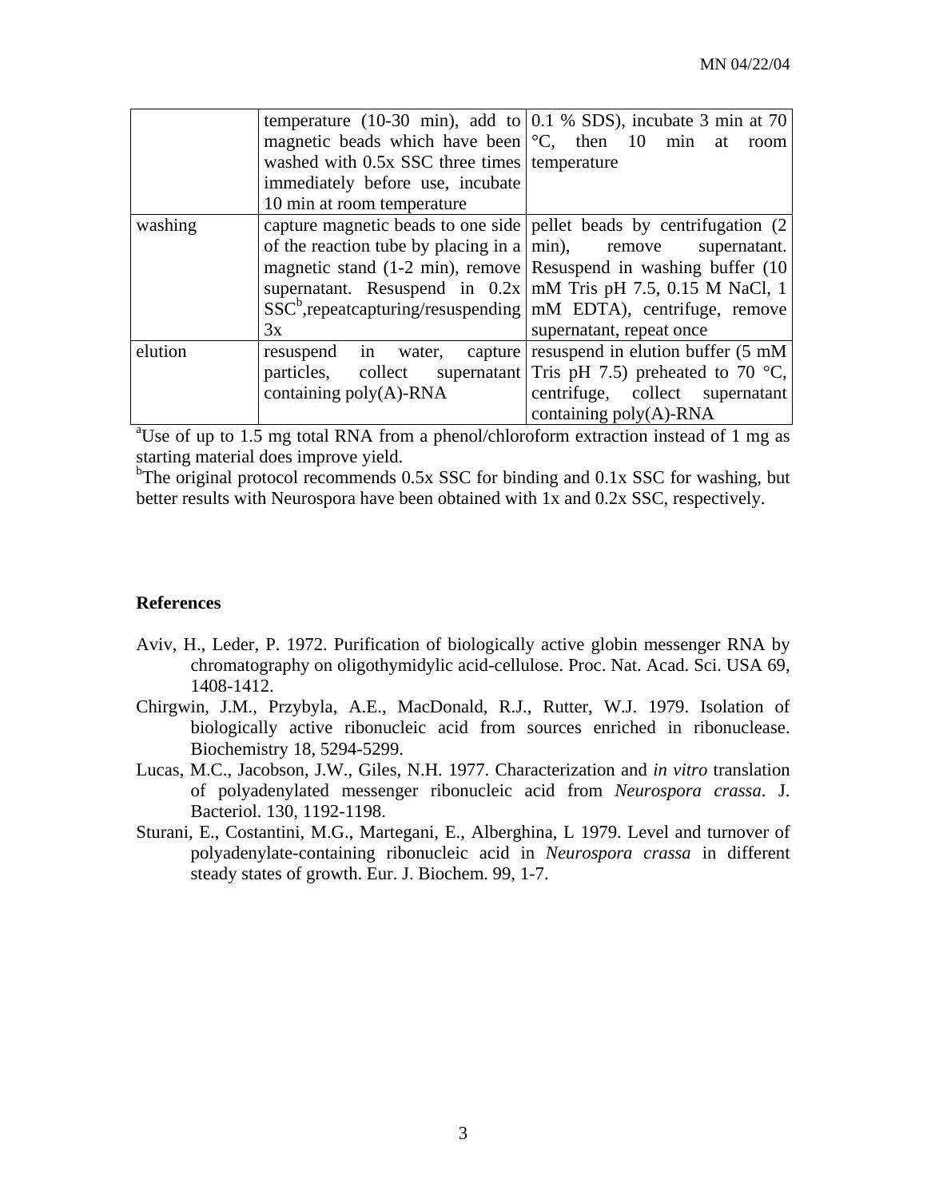| | | |
|---|---|---|
| | temperature (10-30 min), add to magnetic beads which have been washed with 0.5x SSC three times immediately before use, incubate 10 min at room temperature | 0.1 % SDS), incubate 3 min at 70 °C, then 10 min at room temperature |
| washing | capture magnetic beads to one side of the reaction tube by placing in a magnetic stand (1-2 min), remove supernatant. Resuspend in 0.2x SSC[b],repeatcapturing/resuspending 3x | pellet beads by centrifugation (2 min), remove supernatant. Resuspend in washing buffer (10 mM Tris pH 7.5, 0.15 M NaCl, 1 mM EDTA), centrifuge, remove supernatant, repeat once |
| elution | resuspend in water, capture particles, collect supernatant containing poly(A)-RNA | resuspend in elution buffer (5 mM Tris pH 7.5) preheated to 70 °C, centrifuge, collect supernatant containing poly(A)-RNA |

[a]Use of up to 1.5 mg total RNA from a phenol/chloroform extraction instead of 1 mg as starting material does improve yield.
[b]The original protocol recommends 0.5x SSC for binding and 0.1x SSC for washing, but better results with Neurospora have been obtained with 1x and 0.2x SSC, respectively.

**References**

Aviv, H., Leder, P. 1972. Purification of biologically active globin messenger RNA by chromatography on oligothymidylic acid-cellulose. Proc. Nat. Acad. Sci. USA 69, 1408-1412.

Chirgwin, J.M., Przybyla, A.E., MacDonald, R.J., Rutter, W.J. 1979. Isolation of biologically active ribonucleic acid from sources enriched in ribonuclease. Biochemistry 18, 5294-5299.

Lucas, M.C., Jacobson, J.W., Giles, N.H. 1977. Characterization and *in vitro* translation of polyadenylated messenger ribonucleic acid from *Neurospora crassa*. J. Bacteriol. 130, 1192-1198.

Sturani, E., Costantini, M.G., Martegani, E., Alberghina, L 1979. Level and turnover of polyadenylate-containing ribonucleic acid in *Neurospora crassa* in different steady states of growth. Eur. J. Biochem. 99, 1-7.